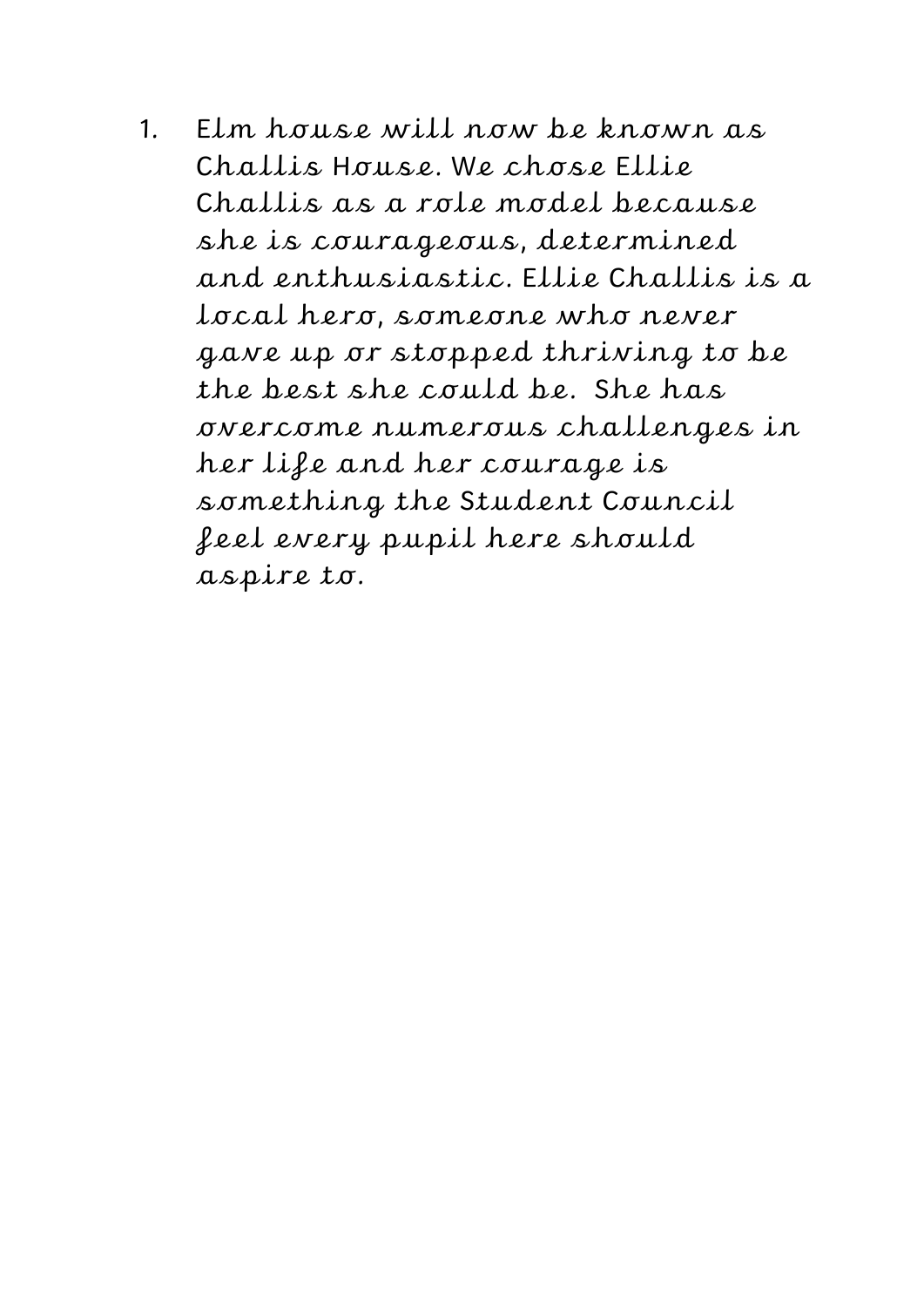1. Elm house will now be known as Challis House. We chose Ellie Challis as a role model because she is courageous, determined and enthusiastic. Ellie Challis is a local hero, someone who never gave up or stopped thriving to be the best she could be. She has overcome numerous challenges in her life and her courage is something the Student Council feel every pupil here should aspire to.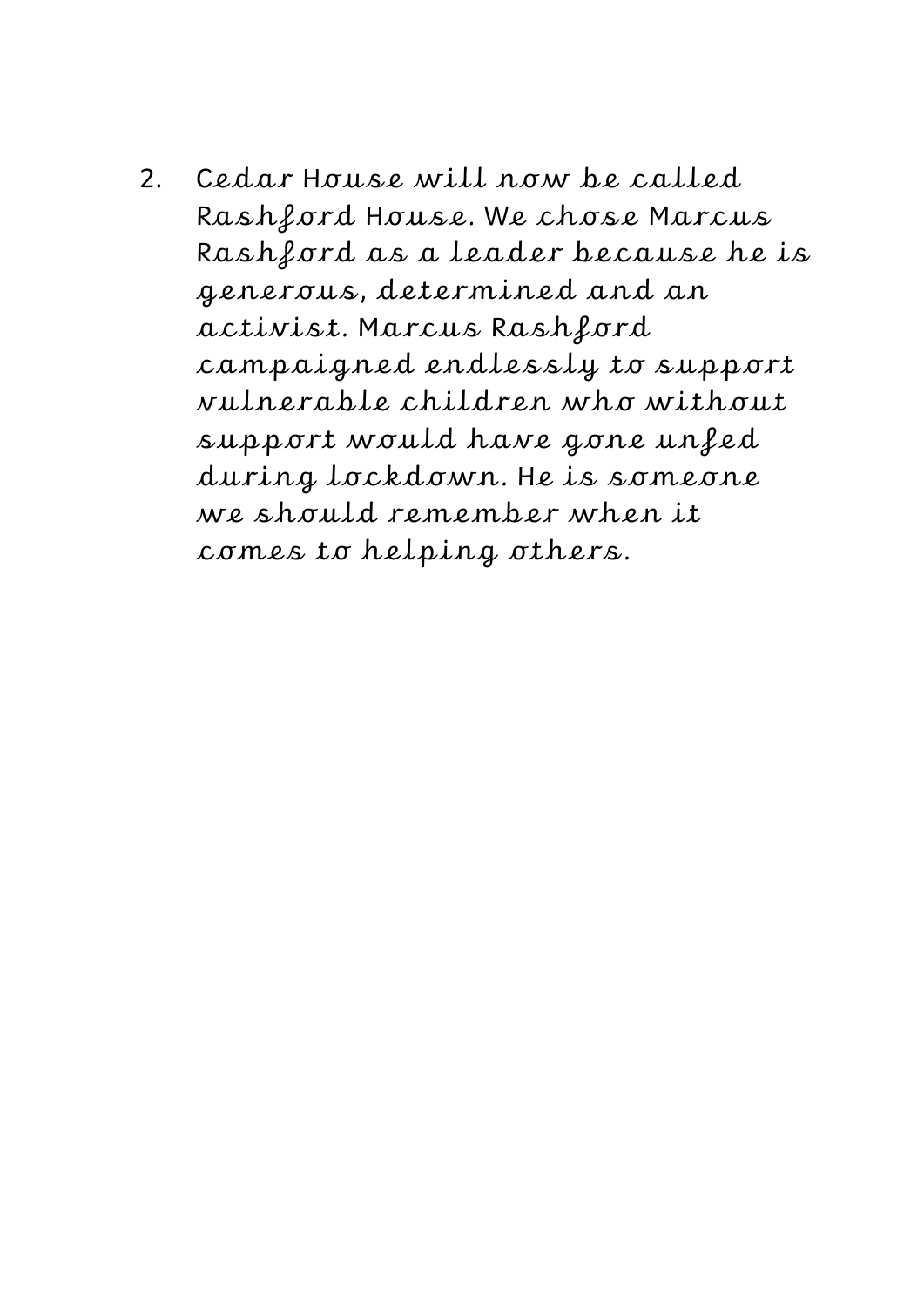2. Cedar House will now be called Rashford House. We chose Marcus Rashford as a leader because he is generous, determined and an activist. Marcus Rashford campaigned endlessly to support vulnerable children who without support would have gone unfed during lockdown. He is someone we should remember when it comes to helping others.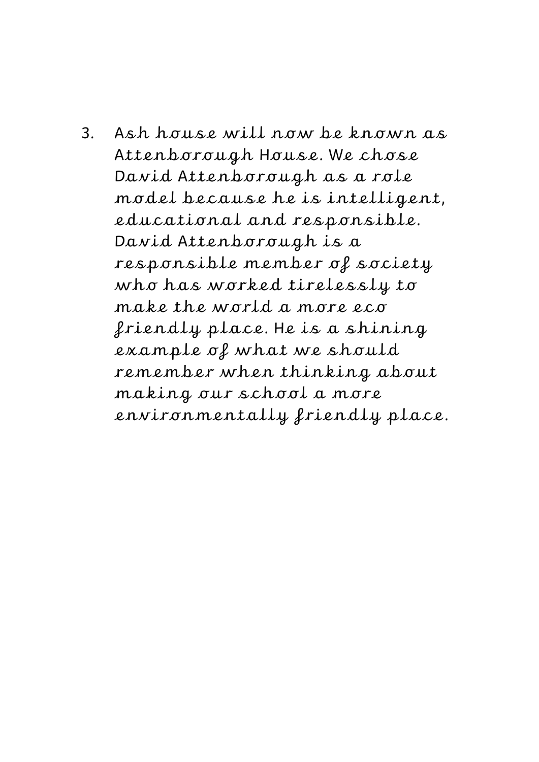3. Ash house will now be known as Attenborough House. We chose David Attenborough as a role model because he is intelligent, educational and responsible. David Attenborough is a responsible member of society who has worked tirelessly to make the world a more eco friendly place. He is a shining example of what we should remember when thinking about making our school a more environmentally friendly place.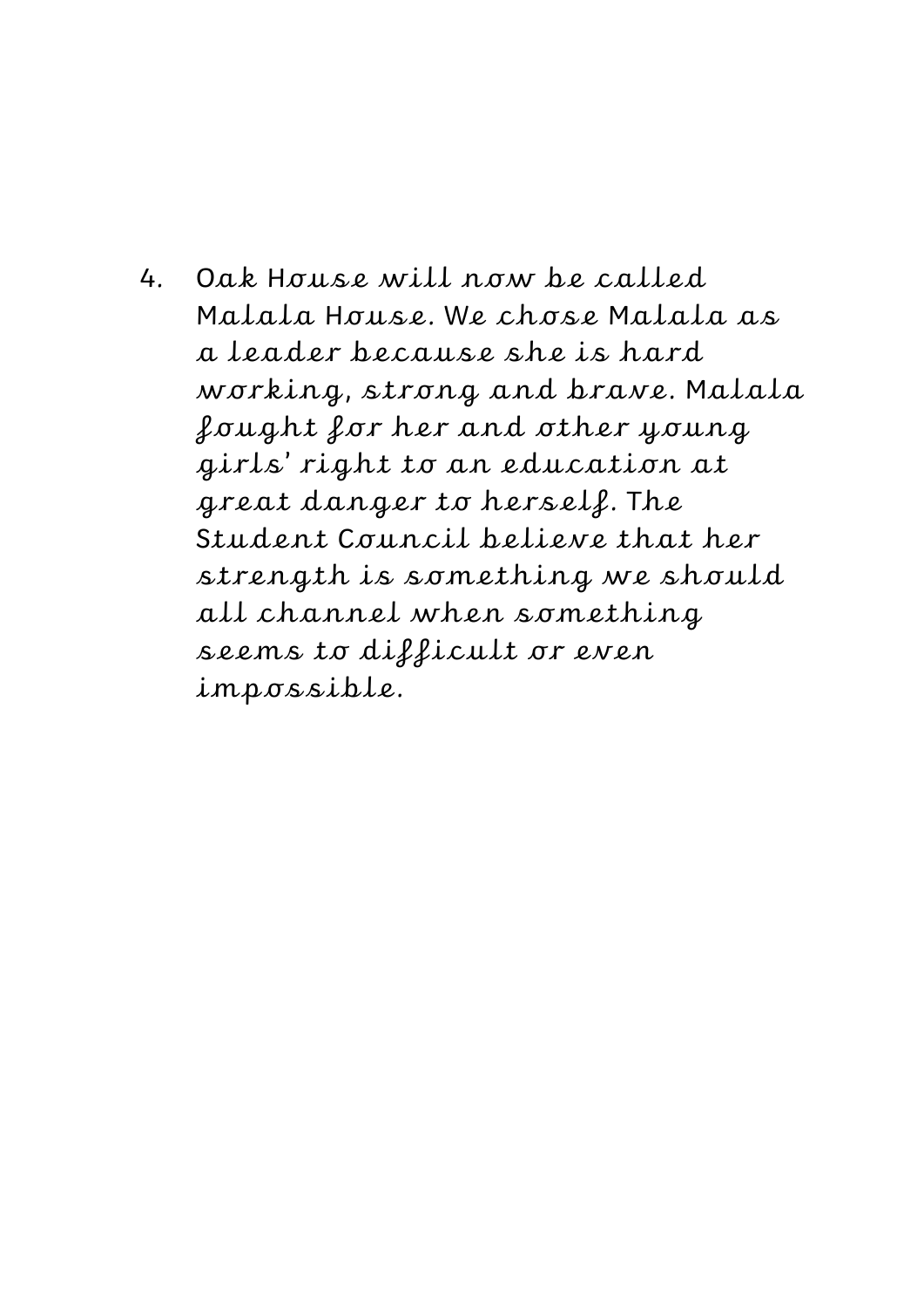4. Oak House will now be called Malala House. We chose Malala as a leader because she is hard working, strong and brave. Malala fought for her and other young girls' right to an education at great danger to herself. The Student Council believe that her strength is something we should all channel when something seems to difficult or even impossible.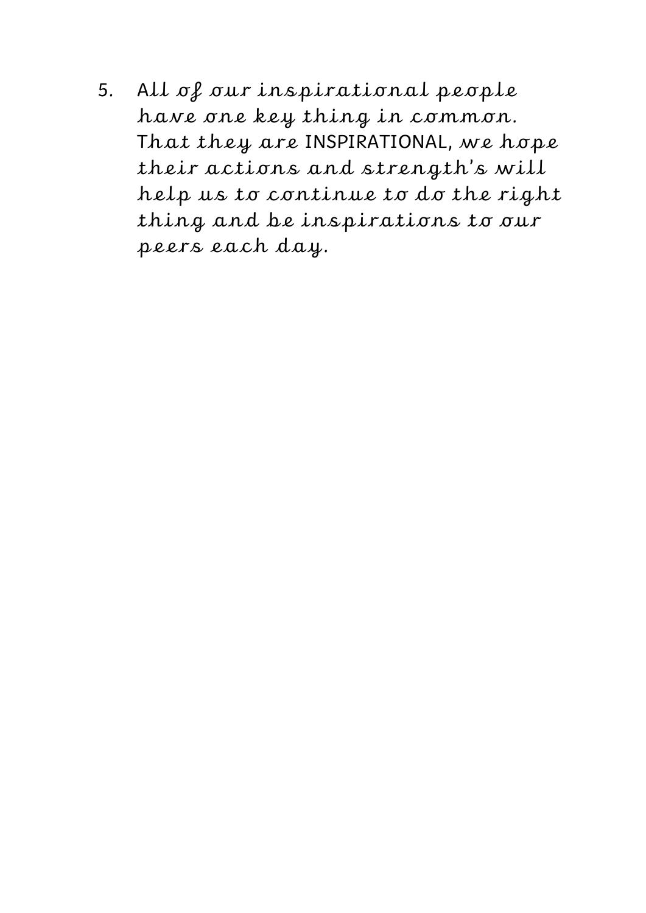5. All of our inspirational people have one key thing in common. That they are INSPIRATIONAL, we hope their actions and strength's will help us to continue to do the right thing and be inspirations to our peers each day.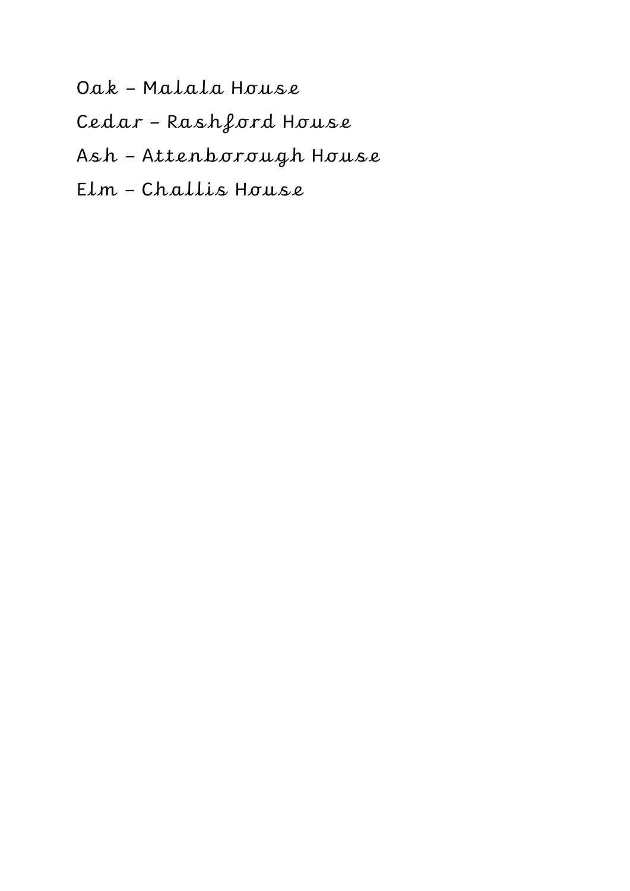Oak – Malala House

Cedar – Rashford House

Ash – Attenborough House

Elm – Challis House